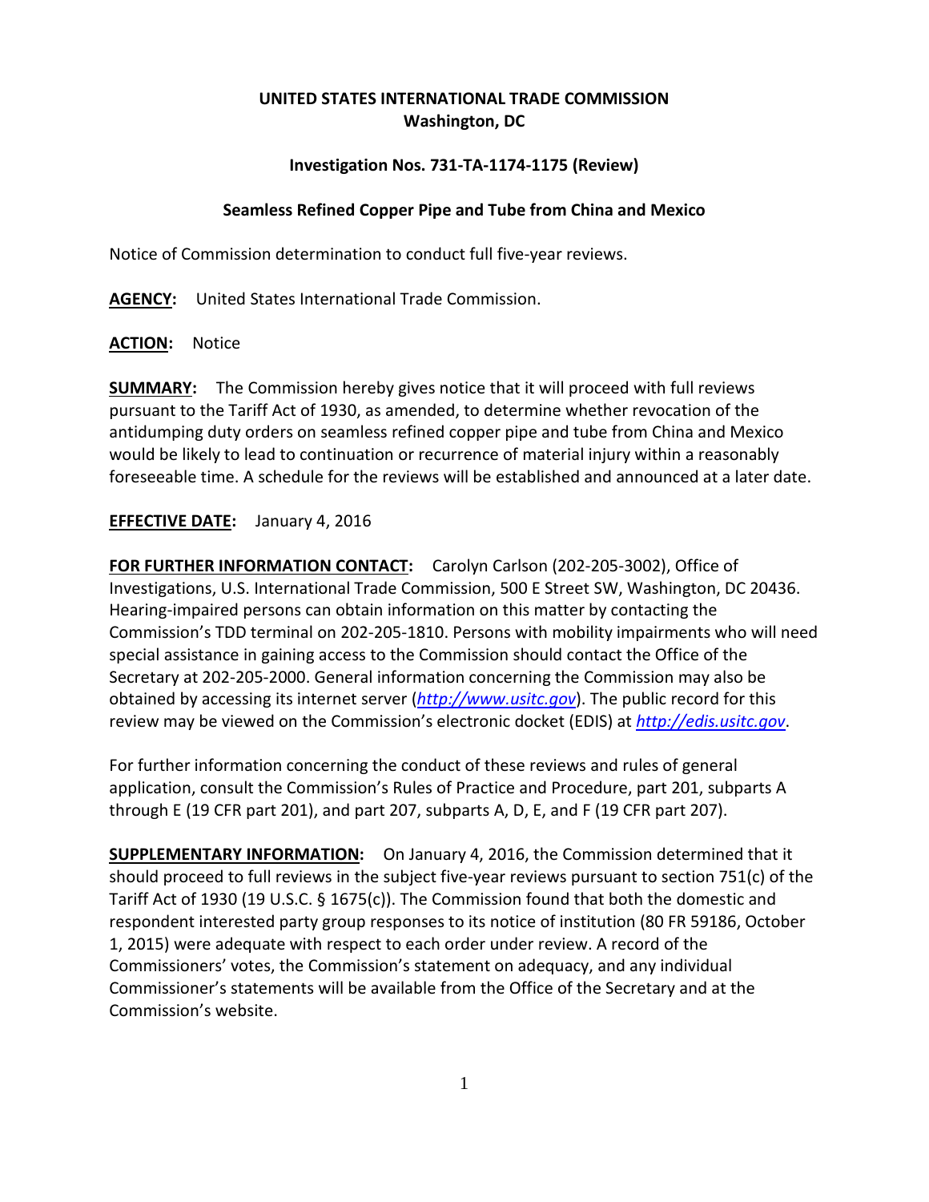**UNITED STATES INTERNATIONAL TRADE COMMISSION**
**Washington, DC**

**Investigation Nos. 731-TA-1174-1175 (Review)**

**Seamless Refined Copper Pipe and Tube from China and Mexico**

Notice of Commission determination to conduct full five-year reviews.

**AGENCY:** United States International Trade Commission.

**ACTION:** Notice

**SUMMARY:** The Commission hereby gives notice that it will proceed with full reviews pursuant to the Tariff Act of 1930, as amended, to determine whether revocation of the antidumping duty orders on seamless refined copper pipe and tube from China and Mexico would be likely to lead to continuation or recurrence of material injury within a reasonably foreseeable time. A schedule for the reviews will be established and announced at a later date.

**EFFECTIVE DATE:** January 4, 2016

**FOR FURTHER INFORMATION CONTACT:** Carolyn Carlson (202-205-3002), Office of Investigations, U.S. International Trade Commission, 500 E Street SW, Washington, DC 20436. Hearing-impaired persons can obtain information on this matter by contacting the Commission's TDD terminal on 202-205-1810. Persons with mobility impairments who will need special assistance in gaining access to the Commission should contact the Office of the Secretary at 202-205-2000. General information concerning the Commission may also be obtained by accessing its internet server (*http://www.usitc.gov*). The public record for this review may be viewed on the Commission's electronic docket (EDIS) at *http://edis.usitc.gov*.

For further information concerning the conduct of these reviews and rules of general application, consult the Commission's Rules of Practice and Procedure, part 201, subparts A through E (19 CFR part 201), and part 207, subparts A, D, E, and F (19 CFR part 207).

**SUPPLEMENTARY INFORMATION:** On January 4, 2016, the Commission determined that it should proceed to full reviews in the subject five-year reviews pursuant to section 751(c) of the Tariff Act of 1930 (19 U.S.C. § 1675(c)). The Commission found that both the domestic and respondent interested party group responses to its notice of institution (80 FR 59186, October 1, 2015) were adequate with respect to each order under review. A record of the Commissioners' votes, the Commission's statement on adequacy, and any individual Commissioner's statements will be available from the Office of the Secretary and at the Commission's website.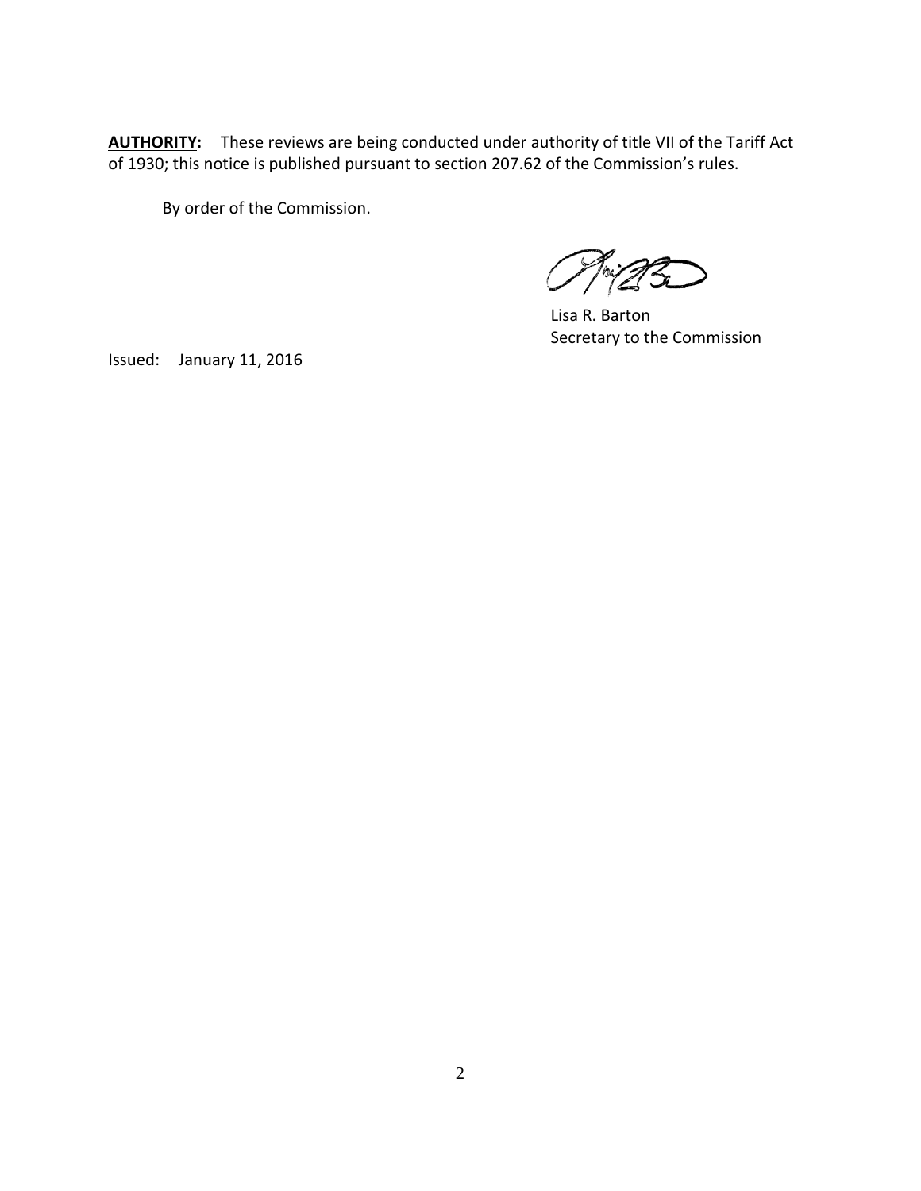**<u>AUTHORITY</u>:** These reviews are being conducted under authority of title VII of the Tariff Act of 1930; this notice is published pursuant to section 207.62 of the Commission's rules.

By order of the Commission.

Lisa R. Barton
Secretary to the Commission

Issued: January 11, 2016